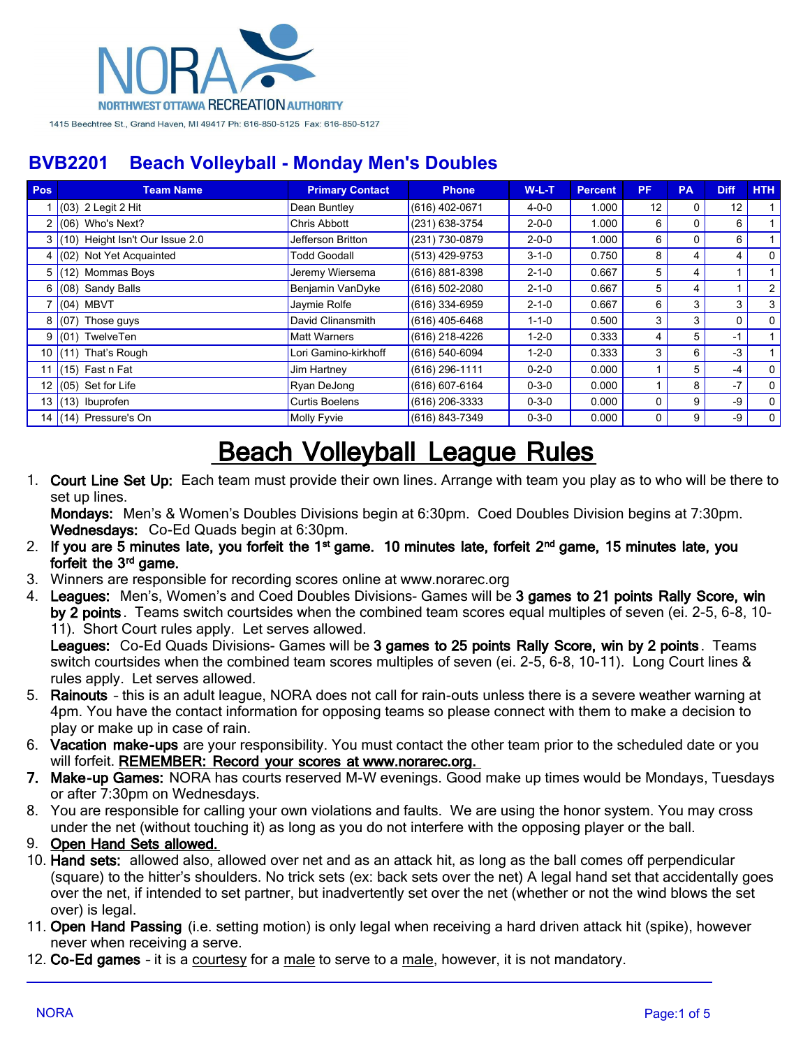NORA
NORTHWEST OTTAWA RECREATION AUTHORITY

1415 Beechtree St., Grand Haven, MI 49417 Ph: 616-850-5125 Fax: 616-850-5127

## BVB2201 Beach Volleyball - Monday Men's Doubles

| Pos | Team Name | Primary Contact | Phone | W-L-T | Percent | PF | PA | Diff | HTH |
|---|---|---|---|---|---|---|---|---|---|
| 1 | (03) 2 Legit 2 Hit | Dean Buntley | (616) 402-0671 | 4-0-0 | 1.000 | 12 | 0 | 12 | 1 |
| 2 | (06) Who's Next? | Chris Abbott | (231) 638-3754 | 2-0-0 | 1.000 | 6 | 0 | 6 | 1 |
| 3 | (10) Height Isn't Our Issue 2.0 | Jefferson Britton | (231) 730-0879 | 2-0-0 | 1.000 | 6 | 0 | 6 | 1 |
| 4 | (02) Not Yet Acquainted | Todd Goodall | (513) 429-9753 | 3-1-0 | 0.750 | 8 | 4 | 4 | 0 |
| 5 | (12) Mommas Boys | Jeremy Wiersema | (616) 881-8398 | 2-1-0 | 0.667 | 5 | 4 | 1 | 1 |
| 6 | (08) Sandy Balls | Benjamin VanDyke | (616) 502-2080 | 2-1-0 | 0.667 | 5 | 4 | 1 | 2 |
| 7 | (04) MBVT | Jaymie Rolfe | (616) 334-6959 | 2-1-0 | 0.667 | 6 | 3 | 3 | 3 |
| 8 | (07) Those guys | David Clinansmith | (616) 405-6468 | 1-1-0 | 0.500 | 3 | 3 | 0 | 0 |
| 9 | (01) TwelveTen | Matt Warners | (616) 218-4226 | 1-2-0 | 0.333 | 4 | 5 | -1 | 1 |
| 10 | (11) That's Rough | Lori Gamino-kirkhoff | (616) 540-6094 | 1-2-0 | 0.333 | 3 | 6 | -3 | 1 |
| 11 | (15) Fast n Fat | Jim Hartney | (616) 296-1111 | 0-2-0 | 0.000 | 1 | 5 | -4 | 0 |
| 12 | (05) Set for Life | Ryan DeJong | (616) 607-6164 | 0-3-0 | 0.000 | 1 | 8 | -7 | 0 |
| 13 | (13) Ibuprofen | Curtis Boelens | (616) 206-3333 | 0-3-0 | 0.000 | 0 | 9 | -9 | 0 |
| 14 | (14) Pressure's On | Molly Fyvie | (616) 843-7349 | 0-3-0 | 0.000 | 0 | 9 | -9 | 0 |

# Beach Volleyball League Rules

1. **Court Line Set Up:** Each team must provide their own lines. Arrange with team you play as to who will be there to set up lines.
   **Mondays:** Men's & Women's Doubles Divisions begin at 6:30pm. Coed Doubles Division begins at 7:30pm.
   **Wednesdays:** Co-Ed Quads begin at 6:30pm.
2. **If you are 5 minutes late, you forfeit the 1st game. 10 minutes late, forfeit 2nd game, 15 minutes late, you forfeit the 3rd game.**
3. Winners are responsible for recording scores online at www.norarec.org
4. **Leagues:** Men's, Women's and Coed Doubles Divisions- Games will be **3 games to 21 points Rally Score, win by 2 points**. Teams switch courtsides when the combined team scores equal multiples of seven (ei. 2-5, 6-8, 10-11). Short Court rules apply. Let serves allowed.
   **Leagues:** Co-Ed Quads Divisions- Games will be **3 games to 25 points Rally Score, win by 2 points**. Teams switch courtsides when the combined team scores multiples of seven (ei. 2-5, 6-8, 10-11). Long Court lines & rules apply. Let serves allowed.
5. **Rainouts** - this is an adult league, NORA does not call for rain-outs unless there is a severe weather warning at 4pm. You have the contact information for opposing teams so please connect with them to make a decision to play or make up in case of rain.
6. **Vacation make-ups** are your responsibility. You must contact the other team prior to the scheduled date or you will forfeit. **REMEMBER: Record your scores at www.norarec.org.**
7. **Make-up Games:** NORA has courts reserved M-W evenings. Good make up times would be Mondays, Tuesdays or after 7:30pm on Wednesdays.
8. You are responsible for calling your own violations and faults. We are using the honor system. You may cross under the net (without touching it) as long as you do not interfere with the opposing player or the ball.
9. **Open Hand Sets allowed.**
10. **Hand sets:** allowed also, allowed over net and as an attack hit, as long as the ball comes off perpendicular (square) to the hitter's shoulders. No trick sets (ex: back sets over the net) A legal hand set that accidentally goes over the net, if intended to set partner, but inadvertently set over the net (whether or not the wind blows the set over) is legal.
11. **Open Hand Passing** (i.e. setting motion) is only legal when receiving a hard driven attack hit (spike), however never when receiving a serve.
12. **Co-Ed games** - it is a courtesy for a male to serve to a male, however, it is not mandatory.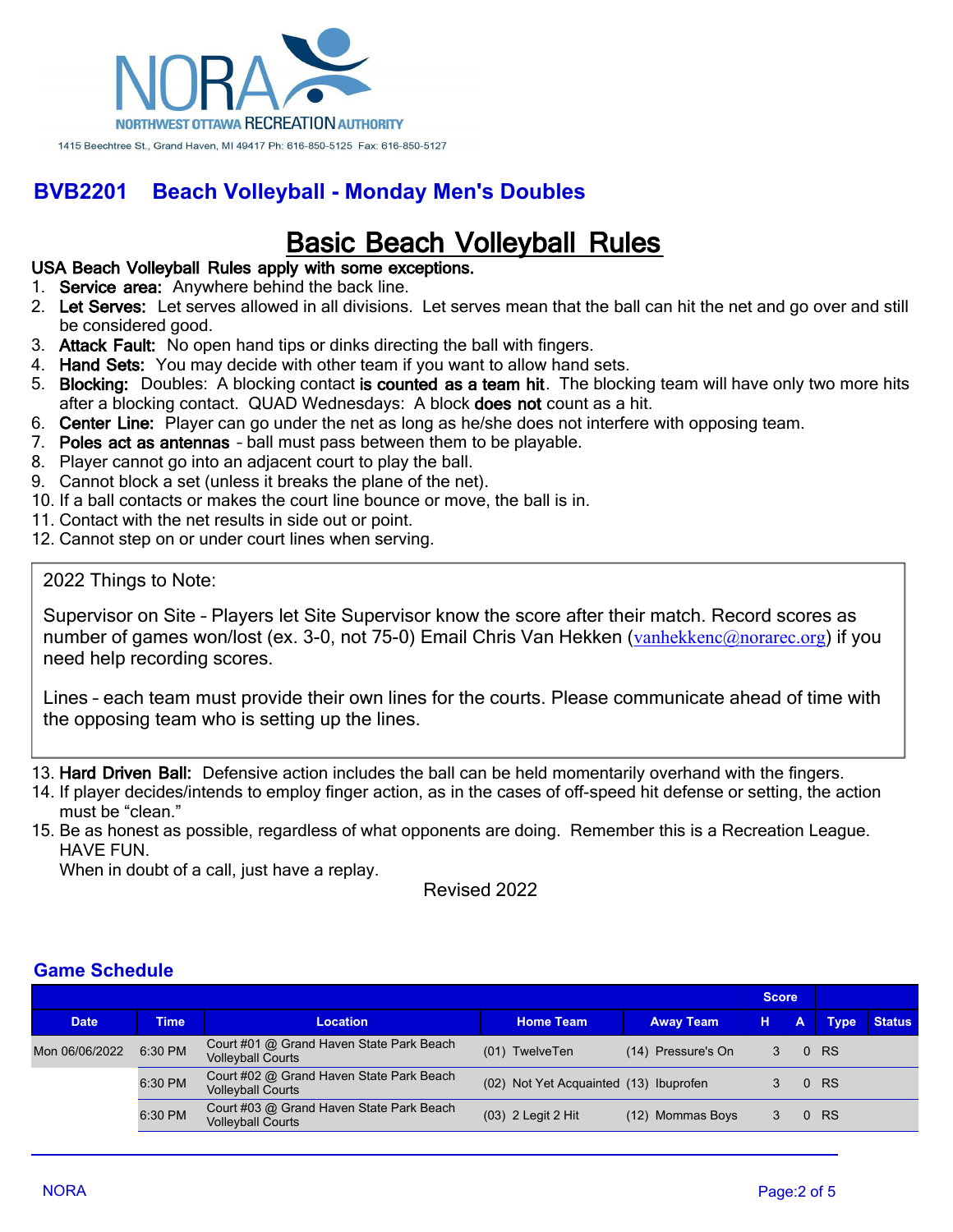NORA
NORTHWEST OTTAWA RECREATION AUTHORITY

1415 Beechtree St., Grand Haven, MI 49417 Ph: 616-850-5125 Fax: 616-850-5127

## BVB2201 Beach Volleyball - Monday Men's Doubles

# Basic Beach Volleyball Rules

**USA Beach Volleyball Rules apply with some exceptions.**

1. **Service area:** Anywhere behind the back line.
2. **Let Serves:** Let serves allowed in all divisions. Let serves mean that the ball can hit the net and go over and still be considered good.
3. **Attack Fault:** No open hand tips or dinks directing the ball with fingers.
4. **Hand Sets:** You may decide with other team if you want to allow hand sets.
5. **Blocking:** Doubles: A blocking contact **is counted as a team hit**. The blocking team will have only two more hits after a blocking contact. QUAD Wednesdays: A block **does not** count as a hit.
6. **Center Line:** Player can go under the net as long as he/she does not interfere with opposing team.
7. **Poles act as antennas** - ball must pass between them to be playable.
8. Player cannot go into an adjacent court to play the ball.
9. Cannot block a set (unless it breaks the plane of the net).
10. If a ball contacts or makes the court line bounce or move, the ball is in.
11. Contact with the net results in side out or point.
12. Cannot step on or under court lines when serving.

> 2022 Things to Note:
>
> Supervisor on Site – Players let Site Supervisor know the score after their match. Record scores as number of games won/lost (ex. 3-0, not 75-0) Email Chris Van Hekken (vanhekkenc@norarec.org) if you need help recording scores.
>
> Lines – each team must provide their own lines for the courts. Please communicate ahead of time with the opposing team who is setting up the lines.

13. **Hard Driven Ball:** Defensive action includes the ball can be held momentarily overhand with the fingers.
14. If player decides/intends to employ finger action, as in the cases of off-speed hit defense or setting, the action must be "clean."
15. Be as honest as possible, regardless of what opponents are doing. Remember this is a Recreation League. HAVE FUN.
    When in doubt of a call, just have a replay.

Revised 2022

## Game Schedule

| | | | | | Score | | | |
|---|---|---|---|---|---|---|---|---|
| **Date** | **Time** | **Location** | **Home Team** | **Away Team** | **H** | **A** | **Type** | **Status** |
| Mon 06/06/2022 | 6:30 PM | Court #01 @ Grand Haven State Park Beach Volleyball Courts | (01) TwelveTen | (14) Pressure's On | 3 | 0 | RS | |
| | 6:30 PM | Court #02 @ Grand Haven State Park Beach Volleyball Courts | (02) Not Yet Acquainted | (13) Ibuprofen | 3 | 0 | RS | |
| | 6:30 PM | Court #03 @ Grand Haven State Park Beach Volleyball Courts | (03) 2 Legit 2 Hit | (12) Mommas Boys | 3 | 0 | RS | |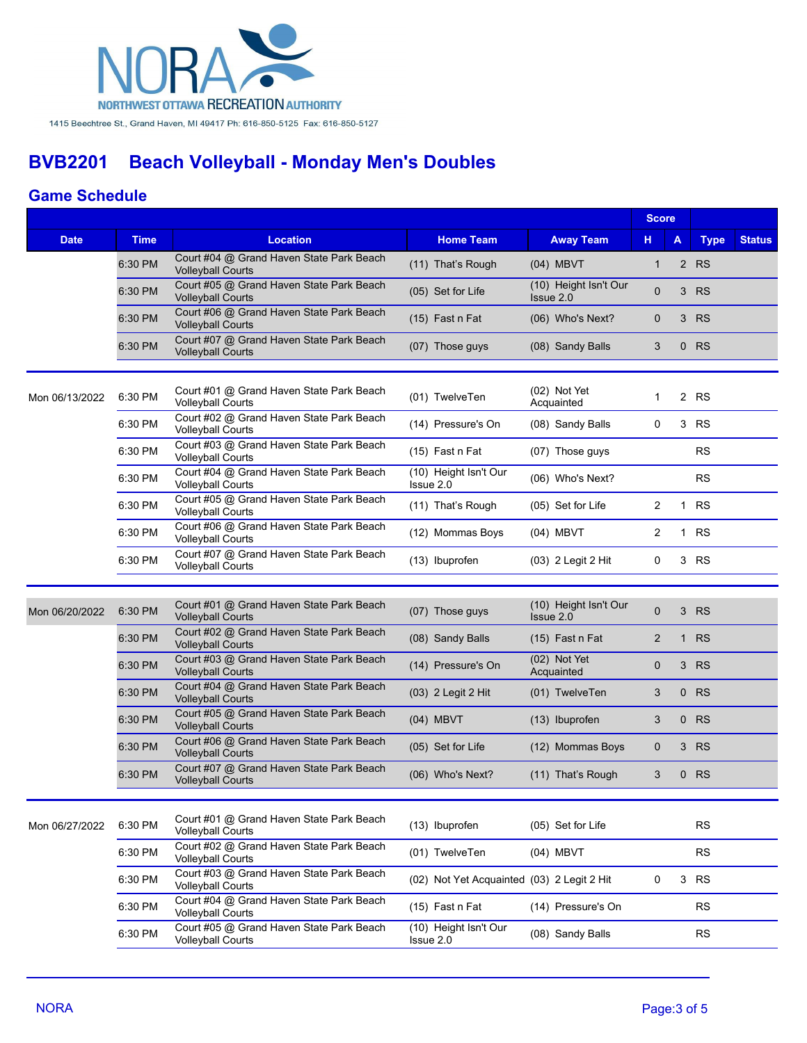NORA
NORTHWEST OTTAWA RECREATION AUTHORITY
1415 Beechtree St., Grand Haven, MI 49417 Ph: 616-850-5125 Fax: 616-850-5127

# BVB2201 Beach Volleyball - Monday Men's Doubles

## Game Schedule

| Date | Time | Location | Home Team | Away Team | Score H | Score A | Type | Status |
|---|---|---|---|---|---|---|---|---|
| | 6:30 PM | Court #04 @ Grand Haven State Park Beach Volleyball Courts | (11) That's Rough | (04) MBVT | 1 | 2 | RS | |
| | 6:30 PM | Court #05 @ Grand Haven State Park Beach Volleyball Courts | (05) Set for Life | (10) Height Isn't Our Issue 2.0 | 0 | 3 | RS | |
| | 6:30 PM | Court #06 @ Grand Haven State Park Beach Volleyball Courts | (15) Fast n Fat | (06) Who's Next? | 0 | 3 | RS | |
| | 6:30 PM | Court #07 @ Grand Haven State Park Beach Volleyball Courts | (07) Those guys | (08) Sandy Balls | 3 | 0 | RS | |
| Mon 06/13/2022 | 6:30 PM | Court #01 @ Grand Haven State Park Beach Volleyball Courts | (01) TwelveTen | (02) Not Yet Acquainted | 1 | 2 | RS | |
| | 6:30 PM | Court #02 @ Grand Haven State Park Beach Volleyball Courts | (14) Pressure's On | (08) Sandy Balls | 0 | 3 | RS | |
| | 6:30 PM | Court #03 @ Grand Haven State Park Beach Volleyball Courts | (15) Fast n Fat | (07) Those guys | | | RS | |
| | 6:30 PM | Court #04 @ Grand Haven State Park Beach Volleyball Courts | (10) Height Isn't Our Issue 2.0 | (06) Who's Next? | | | RS | |
| | 6:30 PM | Court #05 @ Grand Haven State Park Beach Volleyball Courts | (11) That's Rough | (05) Set for Life | 2 | 1 | RS | |
| | 6:30 PM | Court #06 @ Grand Haven State Park Beach Volleyball Courts | (12) Mommas Boys | (04) MBVT | 2 | 1 | RS | |
| | 6:30 PM | Court #07 @ Grand Haven State Park Beach Volleyball Courts | (13) Ibuprofen | (03) 2 Legit 2 Hit | 0 | 3 | RS | |
| Mon 06/20/2022 | 6:30 PM | Court #01 @ Grand Haven State Park Beach Volleyball Courts | (07) Those guys | (10) Height Isn't Our Issue 2.0 | 0 | 3 | RS | |
| | 6:30 PM | Court #02 @ Grand Haven State Park Beach Volleyball Courts | (08) Sandy Balls | (15) Fast n Fat | 2 | 1 | RS | |
| | 6:30 PM | Court #03 @ Grand Haven State Park Beach Volleyball Courts | (14) Pressure's On | (02) Not Yet Acquainted | 0 | 3 | RS | |
| | 6:30 PM | Court #04 @ Grand Haven State Park Beach Volleyball Courts | (03) 2 Legit 2 Hit | (01) TwelveTen | 3 | 0 | RS | |
| | 6:30 PM | Court #05 @ Grand Haven State Park Beach Volleyball Courts | (04) MBVT | (13) Ibuprofen | 3 | 0 | RS | |
| | 6:30 PM | Court #06 @ Grand Haven State Park Beach Volleyball Courts | (05) Set for Life | (12) Mommas Boys | 0 | 3 | RS | |
| | 6:30 PM | Court #07 @ Grand Haven State Park Beach Volleyball Courts | (06) Who's Next? | (11) That's Rough | 3 | 0 | RS | |
| Mon 06/27/2022 | 6:30 PM | Court #01 @ Grand Haven State Park Beach Volleyball Courts | (13) Ibuprofen | (05) Set for Life | | | RS | |
| | 6:30 PM | Court #02 @ Grand Haven State Park Beach Volleyball Courts | (01) TwelveTen | (04) MBVT | | | RS | |
| | 6:30 PM | Court #03 @ Grand Haven State Park Beach Volleyball Courts | (02) Not Yet Acquainted | (03) 2 Legit 2 Hit | 0 | 3 | RS | |
| | 6:30 PM | Court #04 @ Grand Haven State Park Beach Volleyball Courts | (15) Fast n Fat | (14) Pressure's On | | | RS | |
| | 6:30 PM | Court #05 @ Grand Haven State Park Beach Volleyball Courts | (10) Height Isn't Our Issue 2.0 | (08) Sandy Balls | | | RS | |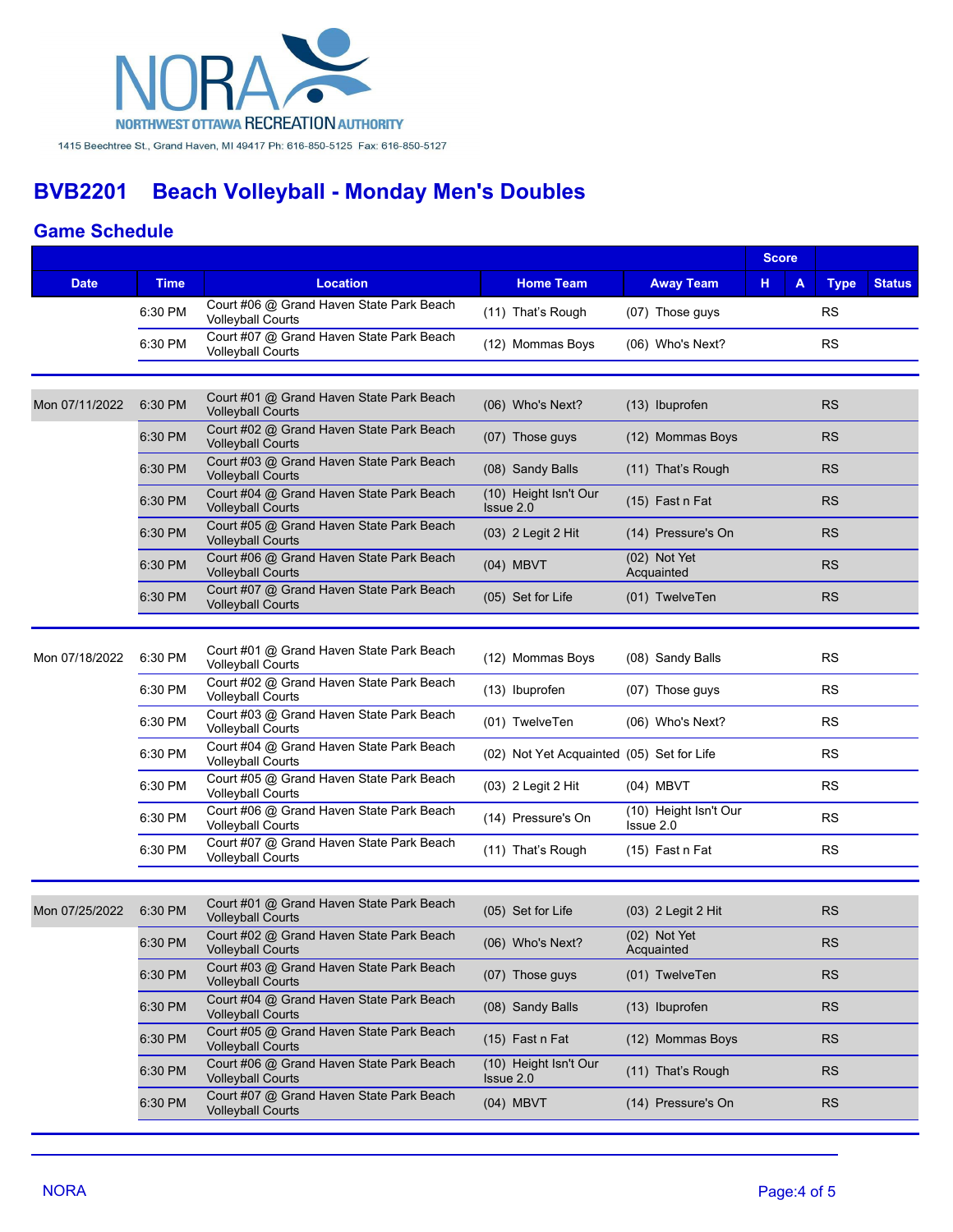NORA
NORTHWEST OTTAWA RECREATION AUTHORITY
1415 Beechtree St., Grand Haven, MI 49417 Ph: 616-850-5125 Fax: 616-850-5127

# BVB2201 Beach Volleyball - Monday Men's Doubles

## Game Schedule

| Date | Time | Location | Home Team | Away Team | Score H | Score A | Type | Status |
|---|---|---|---|---|---|---|---|---|
| | 6:30 PM | Court #06 @ Grand Haven State Park Beach Volleyball Courts | (11) That's Rough | (07) Those guys | | | RS | |
| | 6:30 PM | Court #07 @ Grand Haven State Park Beach Volleyball Courts | (12) Mommas Boys | (06) Who's Next? | | | RS | |
| Mon 07/11/2022 | 6:30 PM | Court #01 @ Grand Haven State Park Beach Volleyball Courts | (06) Who's Next? | (13) Ibuprofen | | | RS | |
| | 6:30 PM | Court #02 @ Grand Haven State Park Beach Volleyball Courts | (07) Those guys | (12) Mommas Boys | | | RS | |
| | 6:30 PM | Court #03 @ Grand Haven State Park Beach Volleyball Courts | (08) Sandy Balls | (11) That's Rough | | | RS | |
| | 6:30 PM | Court #04 @ Grand Haven State Park Beach Volleyball Courts | (10) Height Isn't Our Issue 2.0 | (15) Fast n Fat | | | RS | |
| | 6:30 PM | Court #05 @ Grand Haven State Park Beach Volleyball Courts | (03) 2 Legit 2 Hit | (14) Pressure's On | | | RS | |
| | 6:30 PM | Court #06 @ Grand Haven State Park Beach Volleyball Courts | (04) MBVT | (02) Not Yet Acquainted | | | RS | |
| | 6:30 PM | Court #07 @ Grand Haven State Park Beach Volleyball Courts | (05) Set for Life | (01) TwelveTen | | | RS | |
| Mon 07/18/2022 | 6:30 PM | Court #01 @ Grand Haven State Park Beach Volleyball Courts | (12) Mommas Boys | (08) Sandy Balls | | | RS | |
| | 6:30 PM | Court #02 @ Grand Haven State Park Beach Volleyball Courts | (13) Ibuprofen | (07) Those guys | | | RS | |
| | 6:30 PM | Court #03 @ Grand Haven State Park Beach Volleyball Courts | (01) TwelveTen | (06) Who's Next? | | | RS | |
| | 6:30 PM | Court #04 @ Grand Haven State Park Beach Volleyball Courts | (02) Not Yet Acquainted | (05) Set for Life | | | RS | |
| | 6:30 PM | Court #05 @ Grand Haven State Park Beach Volleyball Courts | (03) 2 Legit 2 Hit | (04) MBVT | | | RS | |
| | 6:30 PM | Court #06 @ Grand Haven State Park Beach Volleyball Courts | (14) Pressure's On | (10) Height Isn't Our Issue 2.0 | | | RS | |
| | 6:30 PM | Court #07 @ Grand Haven State Park Beach Volleyball Courts | (11) That's Rough | (15) Fast n Fat | | | RS | |
| Mon 07/25/2022 | 6:30 PM | Court #01 @ Grand Haven State Park Beach Volleyball Courts | (05) Set for Life | (03) 2 Legit 2 Hit | | | RS | |
| | 6:30 PM | Court #02 @ Grand Haven State Park Beach Volleyball Courts | (06) Who's Next? | (02) Not Yet Acquainted | | | RS | |
| | 6:30 PM | Court #03 @ Grand Haven State Park Beach Volleyball Courts | (07) Those guys | (01) TwelveTen | | | RS | |
| | 6:30 PM | Court #04 @ Grand Haven State Park Beach Volleyball Courts | (08) Sandy Balls | (13) Ibuprofen | | | RS | |
| | 6:30 PM | Court #05 @ Grand Haven State Park Beach Volleyball Courts | (15) Fast n Fat | (12) Mommas Boys | | | RS | |
| | 6:30 PM | Court #06 @ Grand Haven State Park Beach Volleyball Courts | (10) Height Isn't Our Issue 2.0 | (11) That's Rough | | | RS | |
| | 6:30 PM | Court #07 @ Grand Haven State Park Beach Volleyball Courts | (04) MBVT | (14) Pressure's On | | | RS | |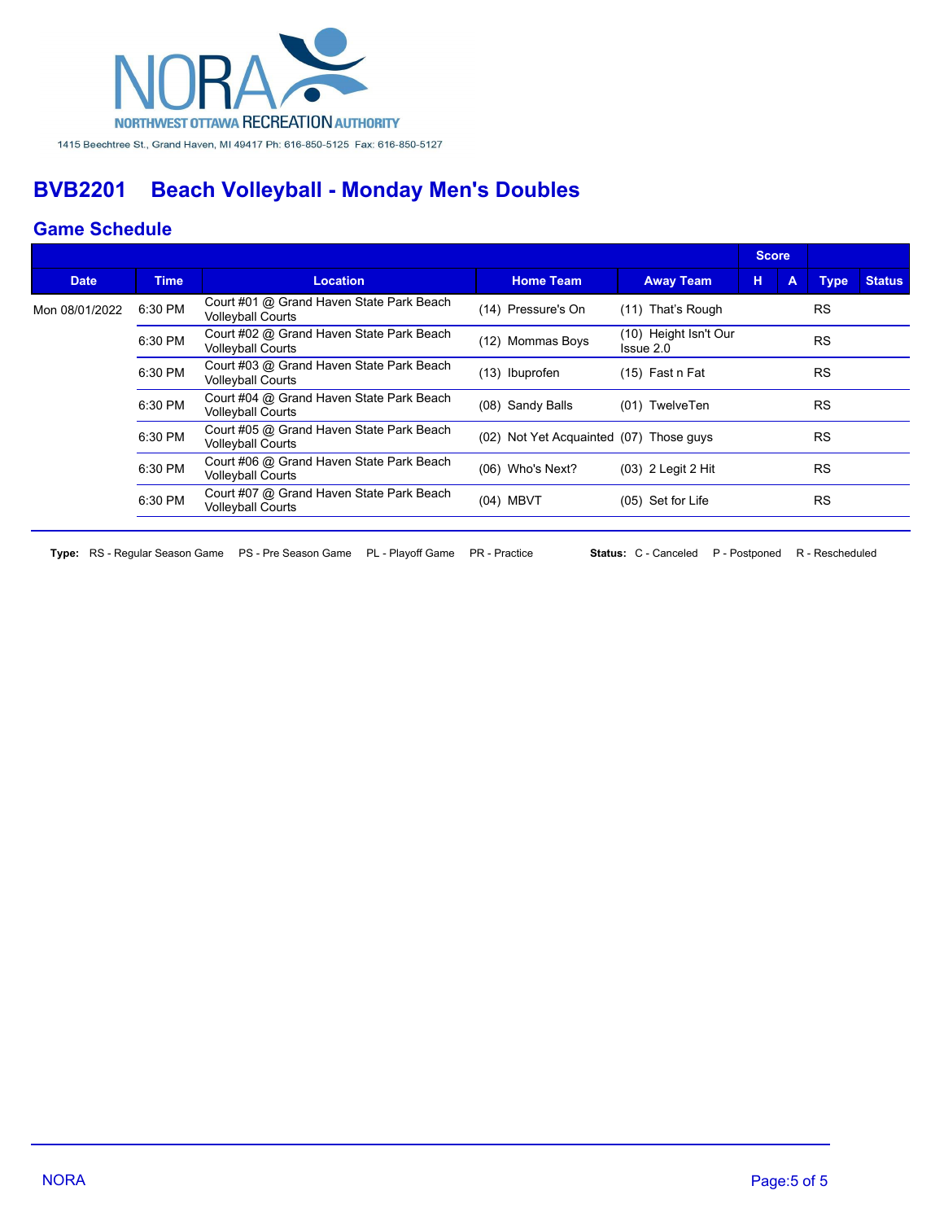NORA
NORTHWEST OTTAWA RECREATION AUTHORITY

1415 Beechtree St., Grand Haven, MI 49417 Ph: 616-850-5125 Fax: 616-850-5127

# BVB2201 Beach Volleyball - Monday Men's Doubles

## Game Schedule

| Date | Time | Location | Home Team | Away Team | Score H | Score A | Type | Status |
|---|---|---|---|---|---|---|---|---|
| Mon 08/01/2022 | 6:30 PM | Court #01 @ Grand Haven State Park Beach Volleyball Courts | (14) Pressure's On | (11) That's Rough | | | RS | |
| | 6:30 PM | Court #02 @ Grand Haven State Park Beach Volleyball Courts | (12) Mommas Boys | (10) Height Isn't Our Issue 2.0 | | | RS | |
| | 6:30 PM | Court #03 @ Grand Haven State Park Beach Volleyball Courts | (13) Ibuprofen | (15) Fast n Fat | | | RS | |
| | 6:30 PM | Court #04 @ Grand Haven State Park Beach Volleyball Courts | (08) Sandy Balls | (01) TwelveTen | | | RS | |
| | 6:30 PM | Court #05 @ Grand Haven State Park Beach Volleyball Courts | (02) Not Yet Acquainted | (07) Those guys | | | RS | |
| | 6:30 PM | Court #06 @ Grand Haven State Park Beach Volleyball Courts | (06) Who's Next? | (03) 2 Legit 2 Hit | | | RS | |
| | 6:30 PM | Court #07 @ Grand Haven State Park Beach Volleyball Courts | (04) MBVT | (05) Set for Life | | | RS | |

**Type:** RS - Regular Season Game PS - Pre Season Game PL - Playoff Game PR - Practice **Status:** C - Canceled P - Postponed R - Rescheduled